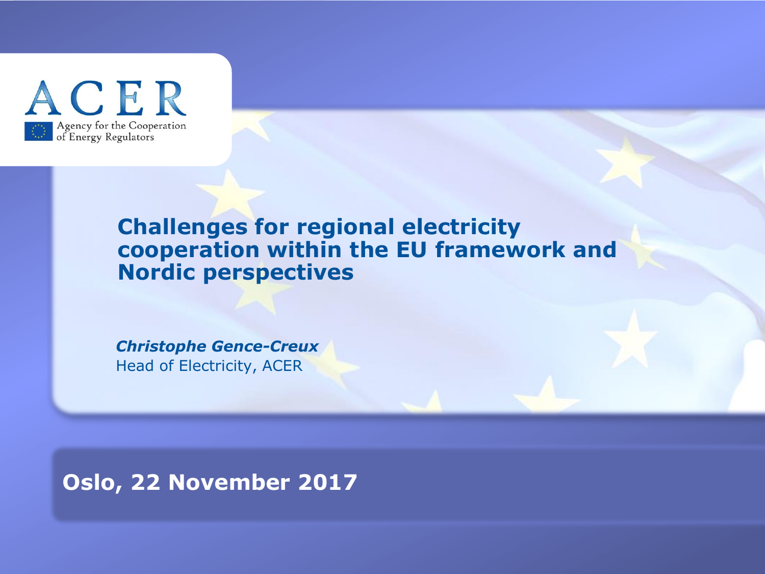ACER

Agency for the Cooperation of Energy Regulators

# Challenges for regional electricity cooperation within the EU framework and Nordic perspectives

***Christophe Gence-Creux***
Head of Electricity, ACER

**Oslo, 22 November 2017**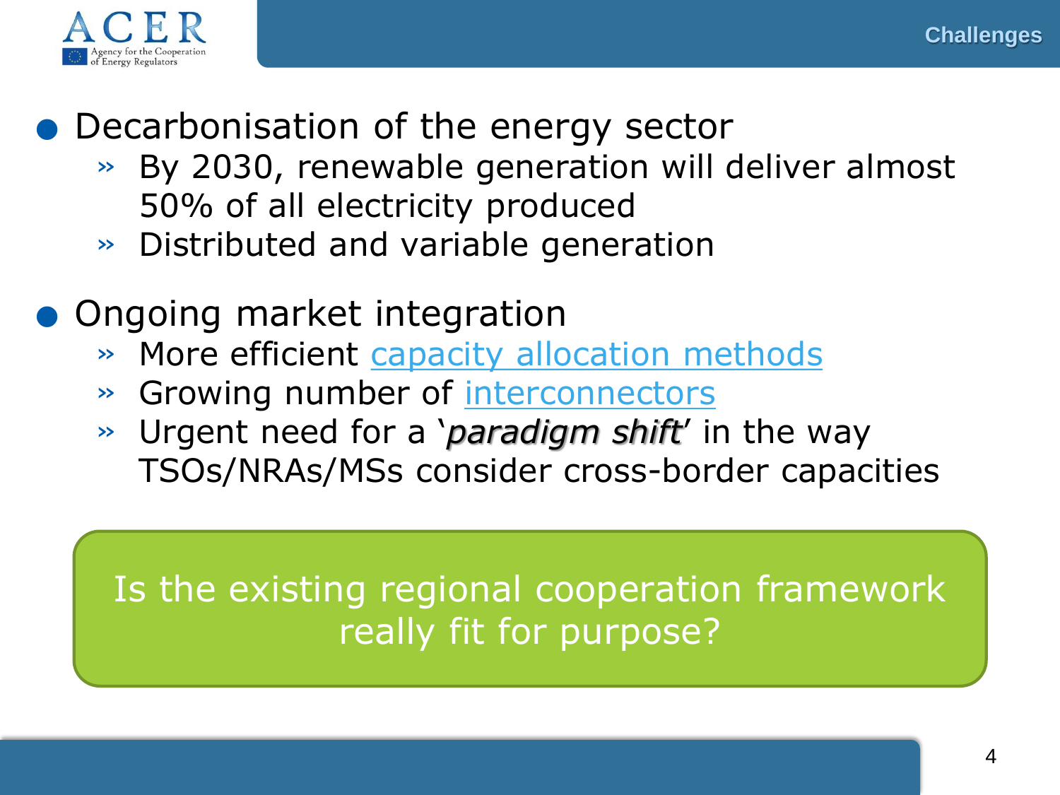## Challenges

- Decarbonisation of the energy sector
  - By 2030, renewable generation will deliver almost 50% of all electricity produced
  - Distributed and variable generation
- Ongoing market integration
  - More efficient capacity allocation methods
  - Growing number of interconnectors
  - Urgent need for a '***paradigm shift***' in the way TSOs/NRAs/MSs consider cross-border capacities

Is the existing regional cooperation framework really fit for purpose?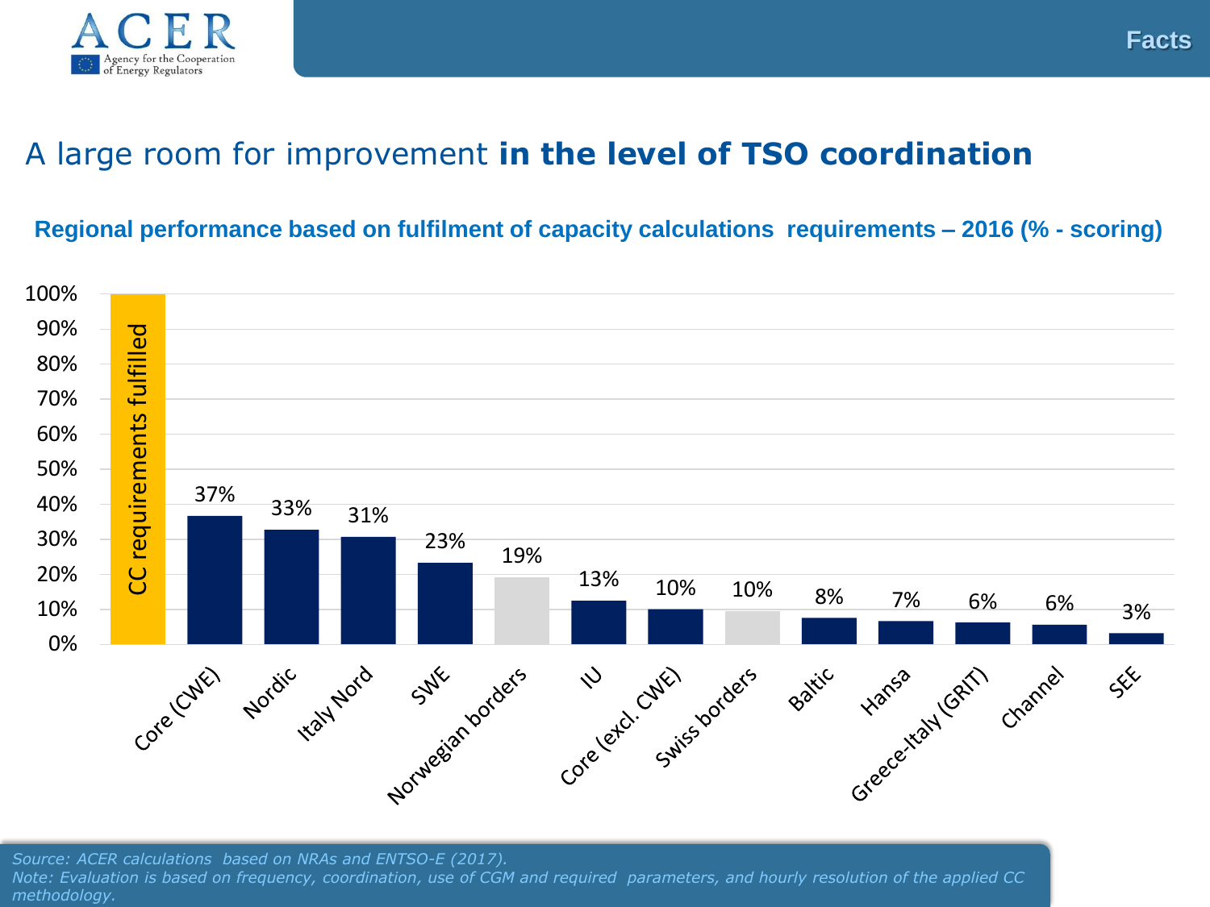# A large room for improvement **in the level of TSO coordination**

**Regional performance based on fulfilment of capacity calculations requirements – 2016 (% - scoring)**

| Region | Score |
|---|---|
| CC requirements fulfilled | 100% |
| Core (CWE) | 37% |
| Nordic | 33% |
| Italy Nord | 31% |
| SWE | 23% |
| Norwegian borders | 19% |
| IU | 13% |
| Core (excl. CWE) | 10% |
| Swiss borders | 10% |
| Baltic | 8% |
| Hansa | 7% |
| Greece-Italy (GRIT) | 6% |
| Channel | 6% |
| SEE | 3% |

*Source: ACER calculations based on NRAs and ENTSO-E (2017).*
*Note: Evaluation is based on frequency, coordination, use of CGM and required parameters, and hourly resolution of the applied CC methodology.*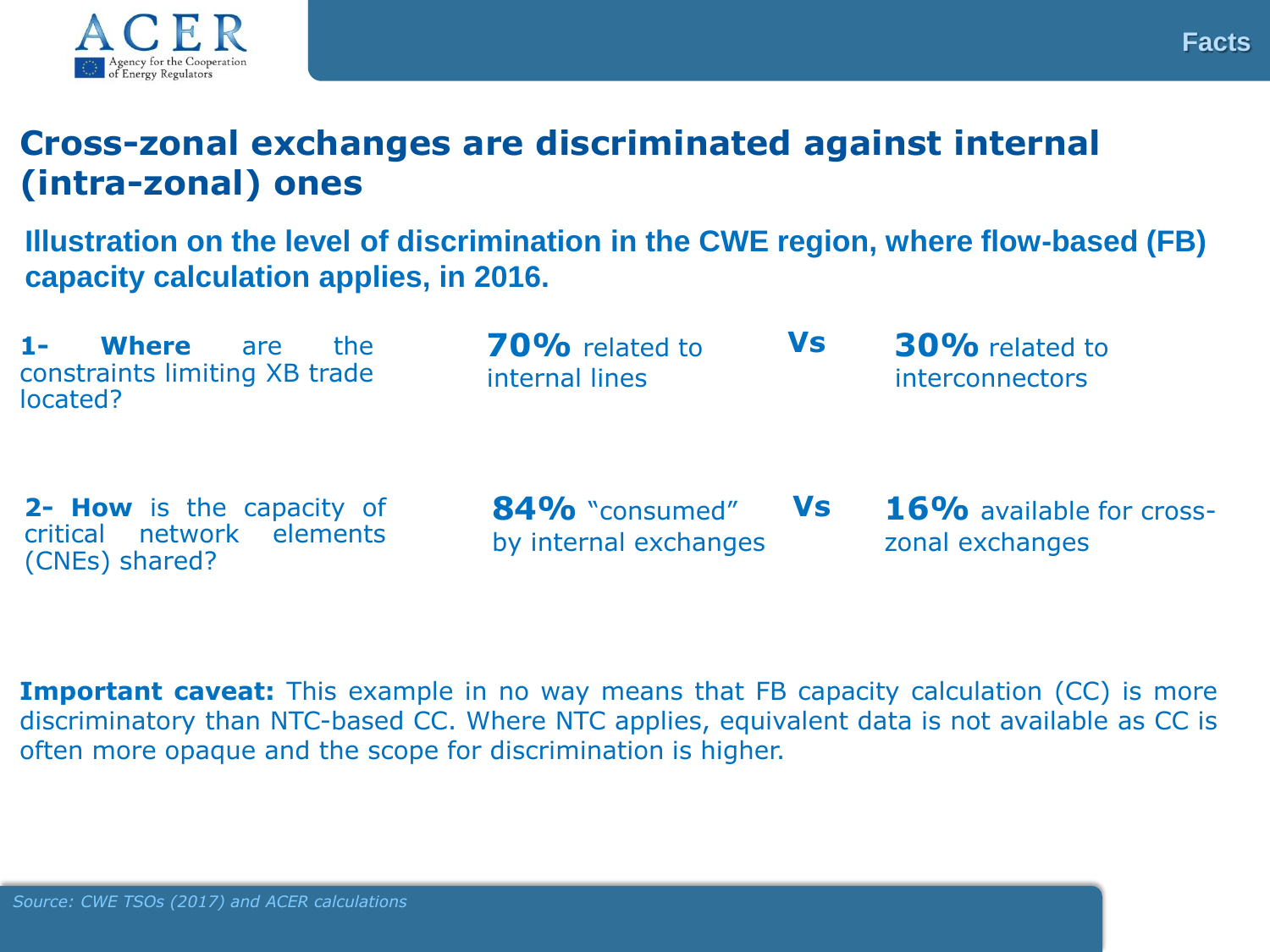Facts

# Cross-zonal exchanges are discriminated against internal (intra-zonal) ones

## Illustration on the level of discrimination in the CWE region, where flow-based (FB) capacity calculation applies, in 2016.

| | | | |
|---|---|---|---|
| **1- Where** are the constraints limiting XB trade located? | **70%** related to internal lines | **Vs** | **30%** related to interconnectors |
| **2- How** is the capacity of critical network elements (CNEs) shared? | **84%** "consumed" by internal exchanges | **Vs** | **16%** available for cross-zonal exchanges |

**Important caveat:** This example in no way means that FB capacity calculation (CC) is more discriminatory than NTC-based CC. Where NTC applies, equivalent data is not available as CC is often more opaque and the scope for discrimination is higher.

*Source: CWE TSOs (2017) and ACER calculations*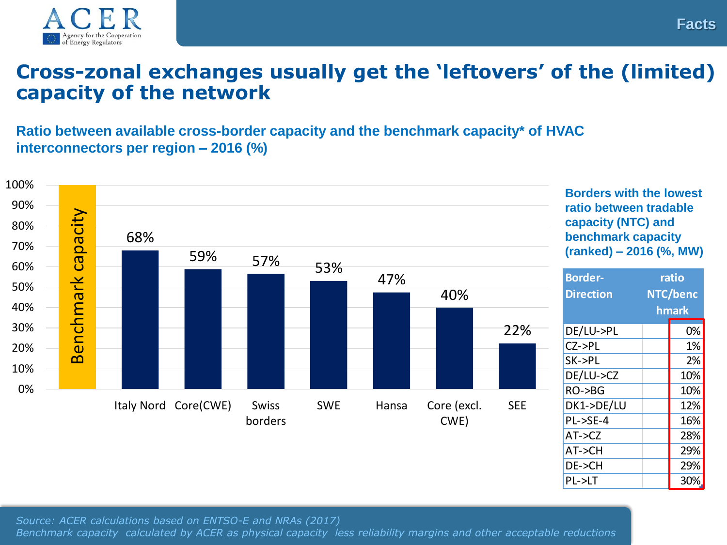# Cross-zonal exchanges usually get the 'leftovers' of the (limited) capacity of the network

**Ratio between available cross-border capacity and the benchmark capacity* of HVAC interconnectors per region – 2016 (%)**

| Region | Ratio |
|---|---|
| Benchmark capacity | 100% |
| Italy Nord | 68% |
| Core(CWE) | 59% |
| Swiss borders | 57% |
| SWE | 53% |
| Hansa | 47% |
| Core (excl. CWE) | 40% |
| SEE | 22% |

**Borders with the lowest ratio between tradable capacity (NTC) and benchmark capacity (ranked) – 2016 (%, MW)**

| Border-Direction | ratio NTC/benchmark |
|---|---|
| DE/LU->PL | 0% |
| CZ->PL | 1% |
| SK->PL | 2% |
| DE/LU->CZ | 10% |
| RO->BG | 10% |
| DK1->DE/LU | 12% |
| PL->SE-4 | 16% |
| AT->CZ | 28% |
| AT->CH | 29% |
| DE->CH | 29% |
| PL->LT | 30% |

*Source: ACER calculations based on ENTSO-E and NRAs (2017)*
*Benchmark capacity calculated by ACER as physical capacity less reliability margins and other acceptable reductions*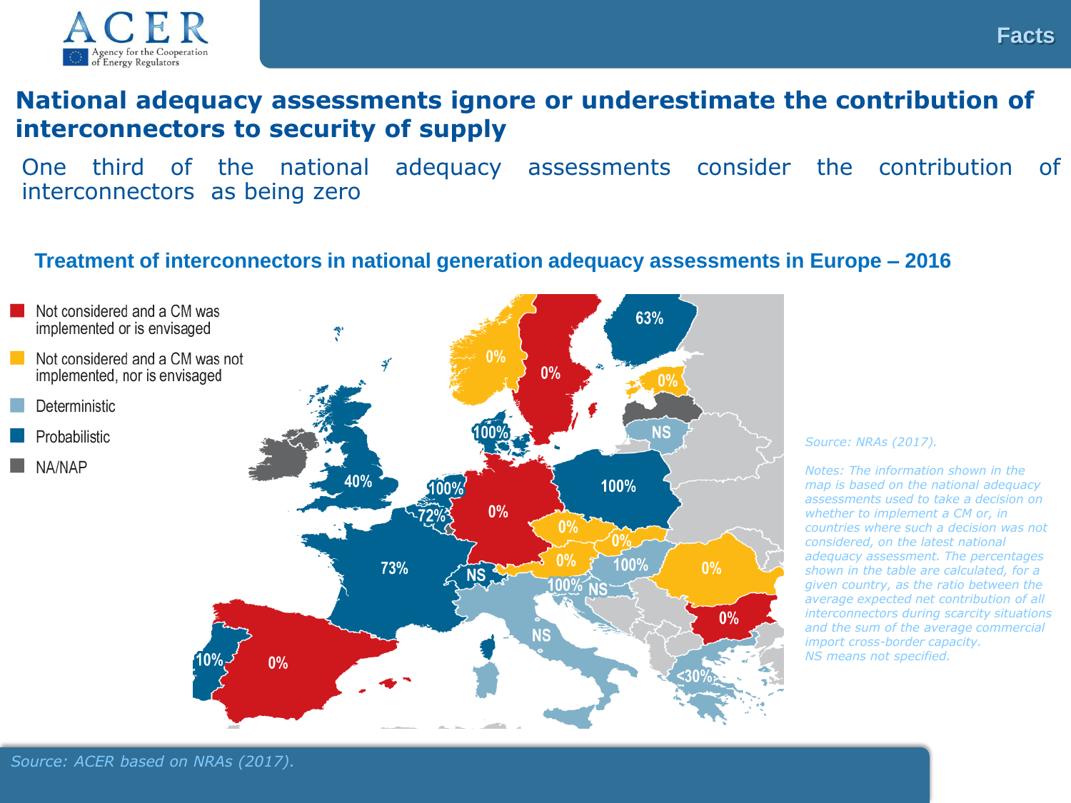# National adequacy assessments ignore or underestimate the contribution of interconnectors to security of supply

One third of the national adequacy assessments consider the contribution of interconnectors as being zero

### Treatment of interconnectors in national generation adequacy assessments in Europe – 2016

- Not considered and a CM was implemented or is envisaged
- Not considered and a CM was not implemented, nor is envisaged
- Deterministic
- Probabilistic
- NA/NAP

*Source: NRAs (2017).*

*Notes: The information shown in the map is based on the national adequacy assessments used to take a decision on whether to implement a CM or, in countries where such a decision was not considered, on the latest national adequacy assessment. The percentages shown in the table are calculated, for a given country, as the ratio between the average expected net contribution of all interconnectors during scarcity situations and the sum of the average commercial import cross-border capacity. NS means not specified.*

*Source: ACER based on NRAs (2017).*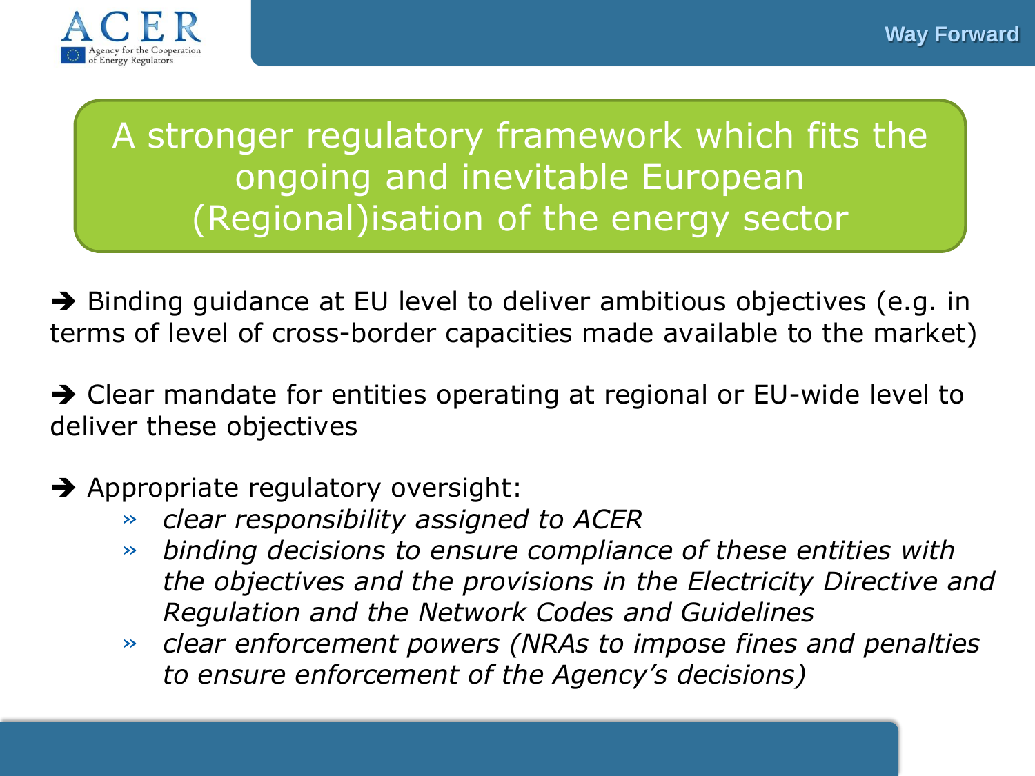## Way Forward

# A stronger regulatory framework which fits the ongoing and inevitable European (Regional)isation of the energy sector

➔ Binding guidance at EU level to deliver ambitious objectives (e.g. in terms of level of cross-border capacities made available to the market)

➔ Clear mandate for entities operating at regional or EU-wide level to deliver these objectives

➔ Appropriate regulatory oversight:

- *clear responsibility assigned to ACER*
- *binding decisions to ensure compliance of these entities with the objectives and the provisions in the Electricity Directive and Regulation and the Network Codes and Guidelines*
- *clear enforcement powers (NRAs to impose fines and penalties to ensure enforcement of the Agency's decisions)*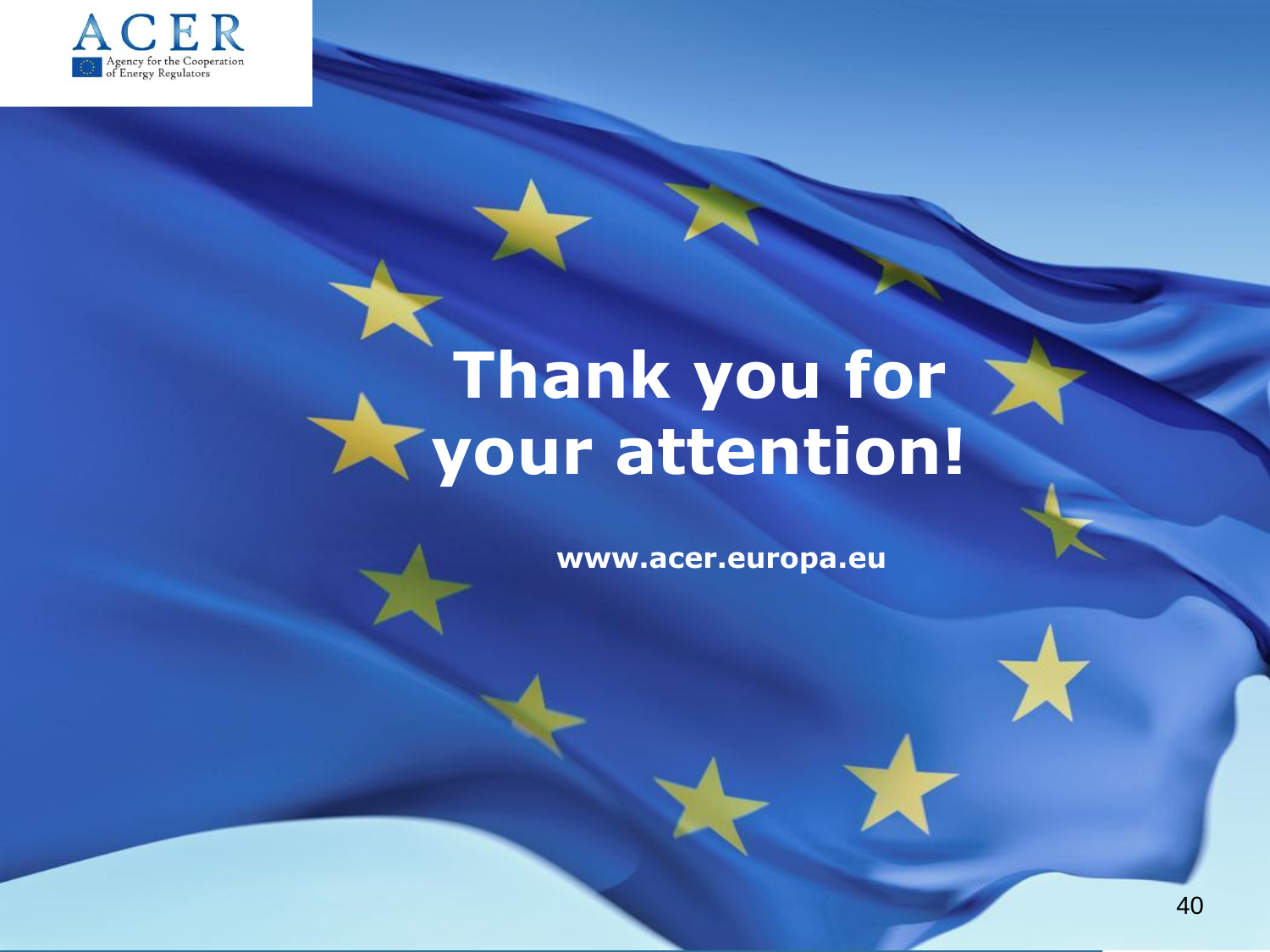# Thank you for your attention!

www.acer.europa.eu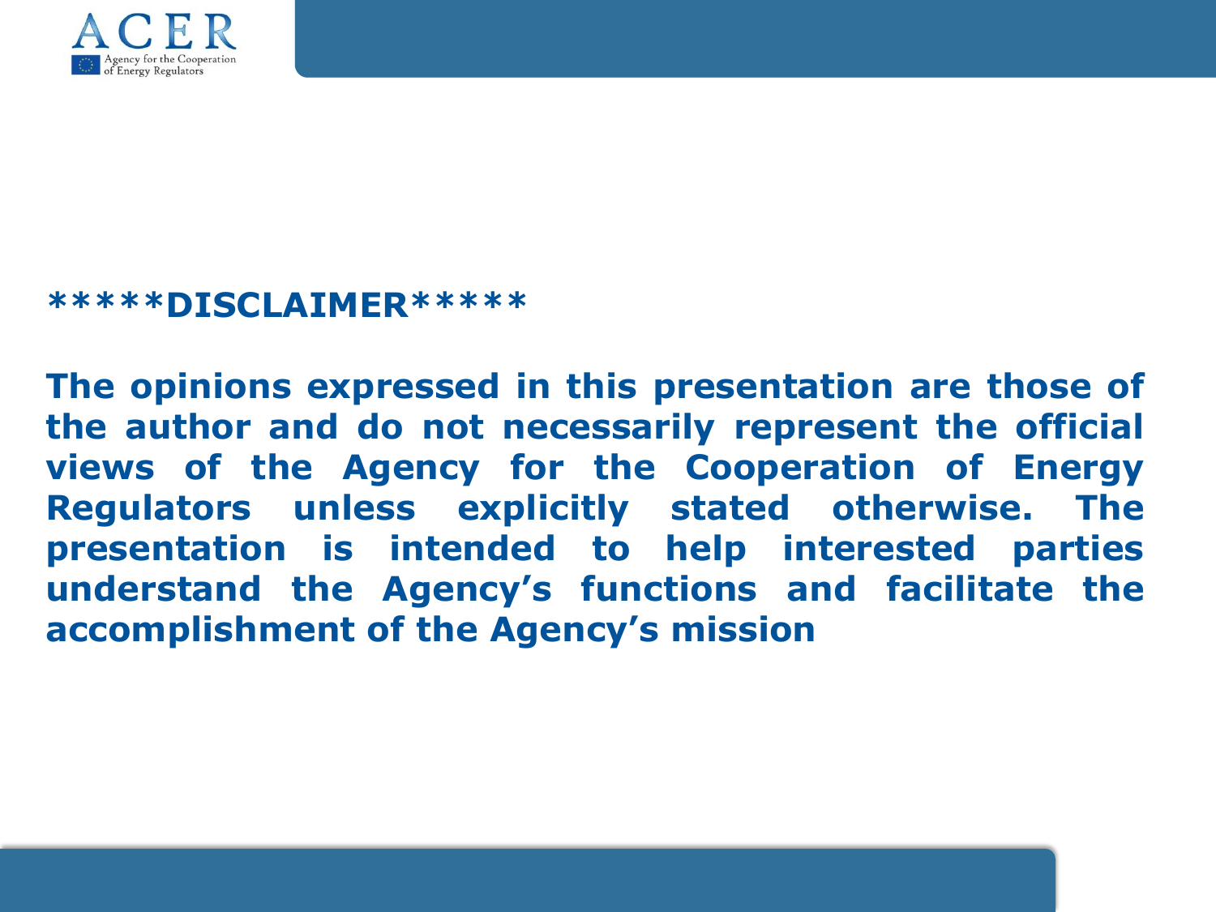**\*\*\*\*\*DISCLAIMER\*\*\*\*\***

**The opinions expressed in this presentation are those of the author and do not necessarily represent the official views of the Agency for the Cooperation of Energy Regulators unless explicitly stated otherwise. The presentation is intended to help interested parties understand the Agency's functions and facilitate the accomplishment of the Agency's mission**